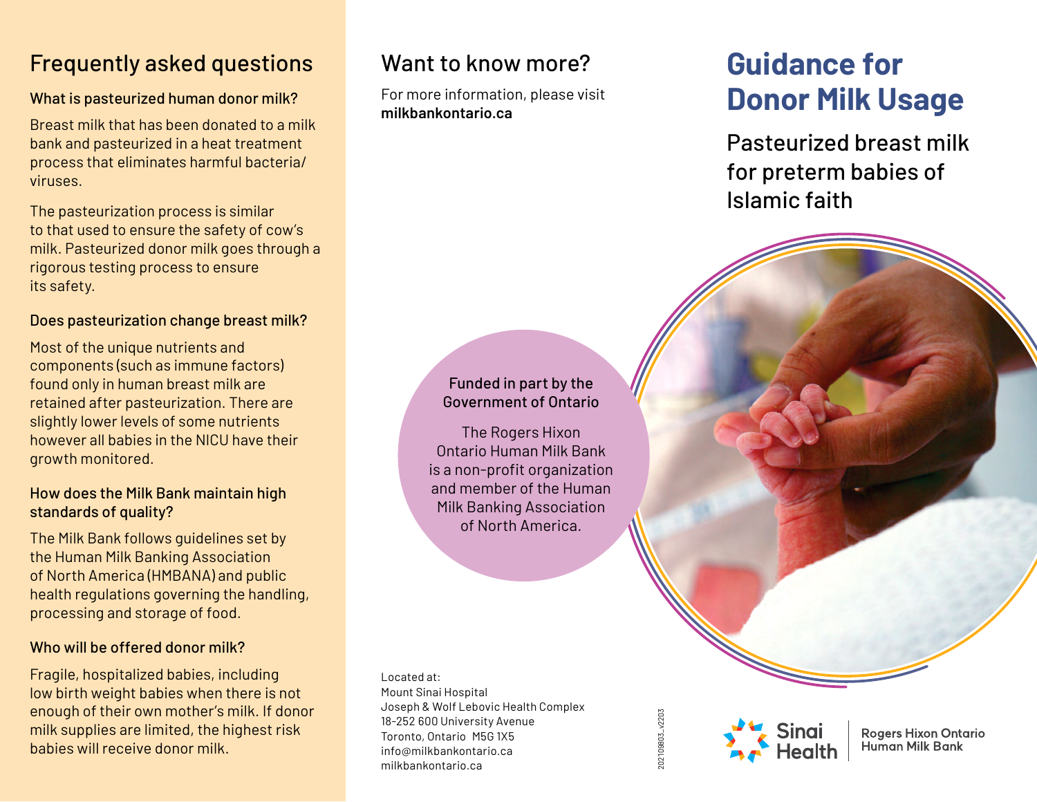# Guidance for Donor Milk Usage

## Pasteurized breast milk for preterm babies of Islamic faith

## Frequently asked questions

### What is pasteurized human donor milk?

Breast milk that has been donated to a milk bank and pasteurized in a heat treatment process that eliminates harmful bacteria/viruses.

The pasteurization process is similar to that used to ensure the safety of cow's milk. Pasteurized donor milk goes through a rigorous testing process to ensure its safety.

### Does pasteurization change breast milk?

Most of the unique nutrients and components (such as immune factors) found only in human breast milk are retained after pasteurization. There are slightly lower levels of some nutrients however all babies in the NICU have their growth monitored.

### How does the Milk Bank maintain high standards of quality?

The Milk Bank follows guidelines set by the Human Milk Banking Association of North America (HMBANA) and public health regulations governing the handling, processing and storage of food.

### Who will be offered donor milk?

Fragile, hospitalized babies, including low birth weight babies when there is not enough of their own mother's milk. If donor milk supplies are limited, the highest risk babies will receive donor milk.

## Want to know more?

For more information, please visit **milkbankontario.ca**

**Funded in part by the Government of Ontario**

The Rogers Hixon Ontario Human Milk Bank is a non-profit organization and member of the Human Milk Banking Association of North America.

Located at:
Mount Sinai Hospital
Joseph & Wolf Lebovic Health Complex
18-252 600 University Avenue
Toronto, Ontario M5G 1X5
info@milkbankontario.ca
milkbankontario.ca

20210803_v2203

Sinai Health | Rogers Hixon Ontario Human Milk Bank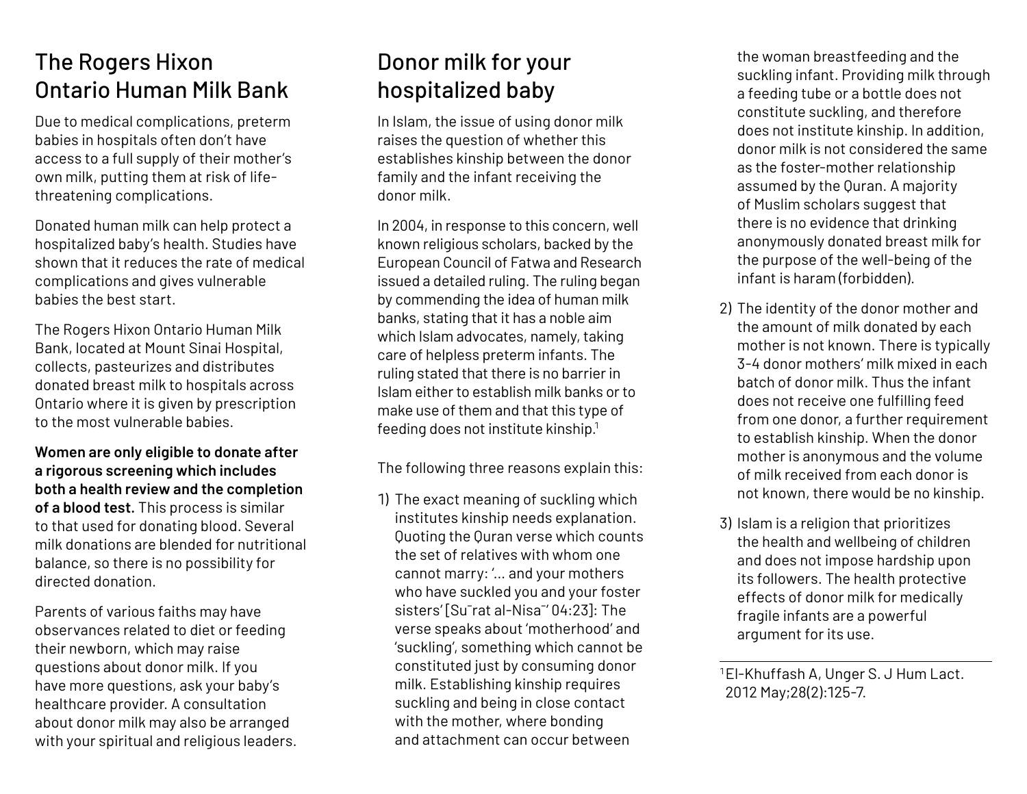## The Rogers Hixon Ontario Human Milk Bank

Due to medical complications, preterm babies in hospitals often don't have access to a full supply of their mother's own milk, putting them at risk of life-threatening complications.

Donated human milk can help protect a hospitalized baby's health. Studies have shown that it reduces the rate of medical complications and gives vulnerable babies the best start.

The Rogers Hixon Ontario Human Milk Bank, located at Mount Sinai Hospital, collects, pasteurizes and distributes donated breast milk to hospitals across Ontario where it is given by prescription to the most vulnerable babies.

**Women are only eligible to donate after a rigorous screening which includes both a health review and the completion of a blood test.** This process is similar to that used for donating blood. Several milk donations are blended for nutritional balance, so there is no possibility for directed donation.

Parents of various faiths may have observances related to diet or feeding their newborn, which may raise questions about donor milk. If you have more questions, ask your baby's healthcare provider. A consultation about donor milk may also be arranged with your spiritual and religious leaders.

## Donor milk for your hospitalized baby

In Islam, the issue of using donor milk raises the question of whether this establishes kinship between the donor family and the infant receiving the donor milk.

In 2004, in response to this concern, well known religious scholars, backed by the European Council of Fatwa and Research issued a detailed ruling. The ruling began by commending the idea of human milk banks, stating that it has a noble aim which Islam advocates, namely, taking care of helpless preterm infants. The ruling stated that there is no barrier in Islam either to establish milk banks or to make use of them and that this type of feeding does not institute kinship.[1]

The following three reasons explain this:

1) The exact meaning of suckling which institutes kinship needs explanation. Quoting the Quran verse which counts the set of relatives with whom one cannot marry: '... and your mothers who have suckled you and your foster sisters' [Su¯rat al-Nisa¯' 04:23]: The verse speaks about 'motherhood' and 'suckling', something which cannot be constituted just by consuming donor milk. Establishing kinship requires suckling and being in close contact with the mother, where bonding and attachment can occur between the woman breastfeeding and the suckling infant. Providing milk through a feeding tube or a bottle does not constitute suckling, and therefore does not institute kinship. In addition, donor milk is not considered the same as the foster-mother relationship assumed by the Quran. A majority of Muslim scholars suggest that there is no evidence that drinking anonymously donated breast milk for the purpose of the well-being of the infant is haram (forbidden).

2) The identity of the donor mother and the amount of milk donated by each mother is not known. There is typically 3-4 donor mothers' milk mixed in each batch of donor milk. Thus the infant does not receive one fulfilling feed from one donor, a further requirement to establish kinship. When the donor mother is anonymous and the volume of milk received from each donor is not known, there would be no kinship.

3) Islam is a religion that prioritizes the health and wellbeing of children and does not impose hardship upon its followers. The health protective effects of donor milk for medically fragile infants are a powerful argument for its use.

---

[1] El-Khuffash A, Unger S. J Hum Lact. 2012 May;28(2):125-7.